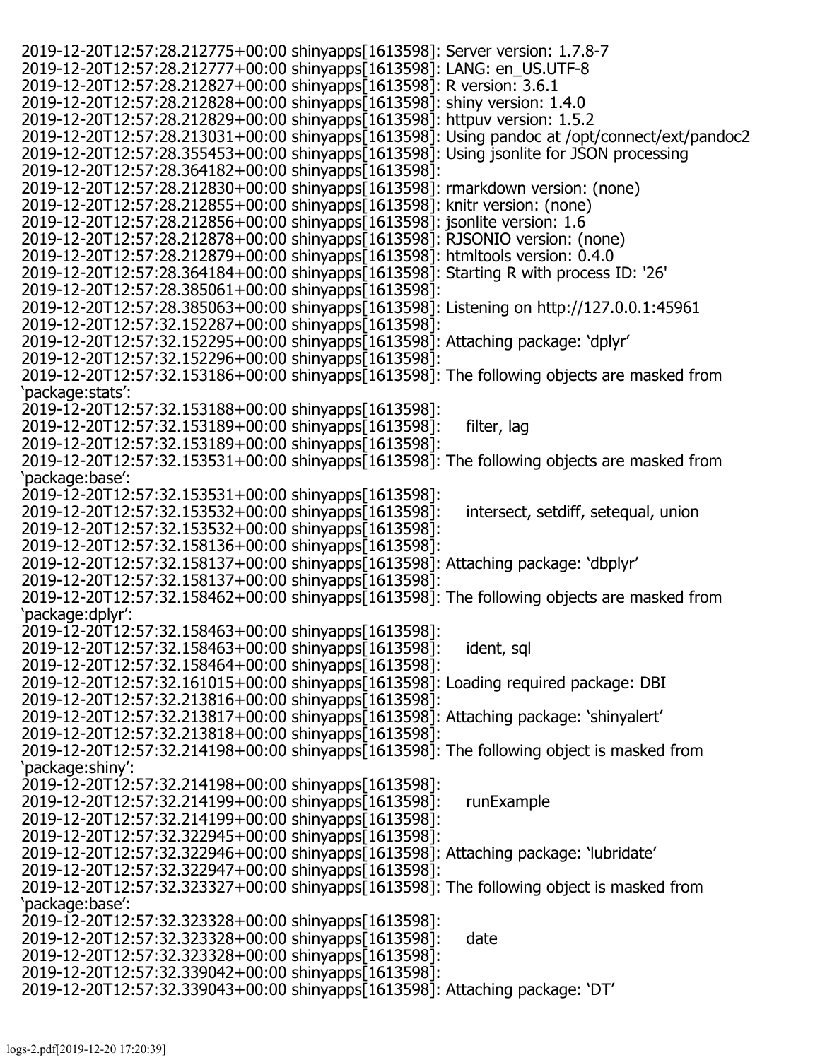```
2019-12-20T12:57:28.212775+00:00 shinyapps[1613598]: Server version: 1.7.8-7
2019-12-20T12:57:28.212777+00:00 shinyapps[1613598]: LANG: en_US.UTF-8
2019-12-20T12:57:28.212827+00:00 shinyapps[1613598]: R version: 3.6.1
2019-12-20T12:57:28.212828+00:00 shinyapps[1613598]: shiny version: 1.4.0
2019-12-20T12:57:28.212829+00:00 shinyapps[1613598]: httpuv version: 1.5.2
2019-12-20T12:57:28.213031+00:00 shinyapps[1613598]: Using pandoc at /opt/connect/ext/pandoc2
2019-12-20T12:57:28.355453+00:00 shinyapps[1613598]: Using jsonlite for JSON processing
2019-12-20T12:57:28.364182+00:00 shinyapps[1613598]:
2019-12-20T12:57:28.212830+00:00 shinyapps[1613598]: rmarkdown version: (none)
2019-12-20T12:57:28.212855+00:00 shinyapps[1613598]: knitr version: (none)
2019-12-20T12:57:28.212856+00:00 shinyapps[1613598]: jsonlite version: 1.6
2019-12-20T12:57:28.212878+00:00 shinyapps[1613598]: RJSONIO version: (none)
2019-12-20T12:57:28.212879+00:00 shinyapps[1613598]: htmltools version: 0.4.0
2019-12-20T12:57:28.364184+00:00 shinyapps[1613598]: Starting R with process ID: '26'
2019-12-20T12:57:28.385061+00:00 shinyapps[1613598]:
2019-12-20T12:57:28.385063+00:00 shinyapps[1613598]: Listening on http://127.0.0.1:45961
2019-12-20T12:57:32.152287+00:00 shinyapps[1613598]:
2019-12-20T12:57:32.152295+00:00 shinyapps[1613598]: Attaching package: ‘dplyr’
2019-12-20T12:57:32.152296+00:00 shinyapps[1613598]:
2019-12-20T12:57:32.153186+00:00 shinyapps[1613598]: The following objects are masked from
‘package:stats’:
2019-12-20T12:57:32.153188+00:00 shinyapps[1613598]:
2019-12-20T12:57:32.153189+00:00 shinyapps[1613598]:     filter, lag
2019-12-20T12:57:32.153189+00:00 shinyapps[1613598]:
2019-12-20T12:57:32.153531+00:00 shinyapps[1613598]: The following objects are masked from
‘package:base’:
2019-12-20T12:57:32.153531+00:00 shinyapps[1613598]:
2019-12-20T12:57:32.153532+00:00 shinyapps[1613598]:     intersect, setdiff, setequal, union
2019-12-20T12:57:32.153532+00:00 shinyapps[1613598]:
2019-12-20T12:57:32.158136+00:00 shinyapps[1613598]:
2019-12-20T12:57:32.158137+00:00 shinyapps[1613598]: Attaching package: ‘dbplyr’
2019-12-20T12:57:32.158137+00:00 shinyapps[1613598]:
2019-12-20T12:57:32.158462+00:00 shinyapps[1613598]: The following objects are masked from
‘package:dplyr’:
2019-12-20T12:57:32.158463+00:00 shinyapps[1613598]:
2019-12-20T12:57:32.158463+00:00 shinyapps[1613598]:     ident, sql
2019-12-20T12:57:32.158464+00:00 shinyapps[1613598]:
2019-12-20T12:57:32.161015+00:00 shinyapps[1613598]: Loading required package: DBI
2019-12-20T12:57:32.213816+00:00 shinyapps[1613598]:
2019-12-20T12:57:32.213817+00:00 shinyapps[1613598]: Attaching package: ‘shinyalert’
2019-12-20T12:57:32.213818+00:00 shinyapps[1613598]:
2019-12-20T12:57:32.214198+00:00 shinyapps[1613598]: The following object is masked from
‘package:shiny’:
2019-12-20T12:57:32.214198+00:00 shinyapps[1613598]:
2019-12-20T12:57:32.214199+00:00 shinyapps[1613598]:     runExample
2019-12-20T12:57:32.214199+00:00 shinyapps[1613598]:
2019-12-20T12:57:32.322945+00:00 shinyapps[1613598]:
2019-12-20T12:57:32.322946+00:00 shinyapps[1613598]: Attaching package: ‘lubridate’
2019-12-20T12:57:32.322947+00:00 shinyapps[1613598]:
2019-12-20T12:57:32.323327+00:00 shinyapps[1613598]: The following object is masked from
‘package:base’:
2019-12-20T12:57:32.323328+00:00 shinyapps[1613598]:
2019-12-20T12:57:32.323328+00:00 shinyapps[1613598]:     date
2019-12-20T12:57:32.323328+00:00 shinyapps[1613598]:
2019-12-20T12:57:32.339042+00:00 shinyapps[1613598]:
2019-12-20T12:57:32.339043+00:00 shinyapps[1613598]: Attaching package: ‘DT’
```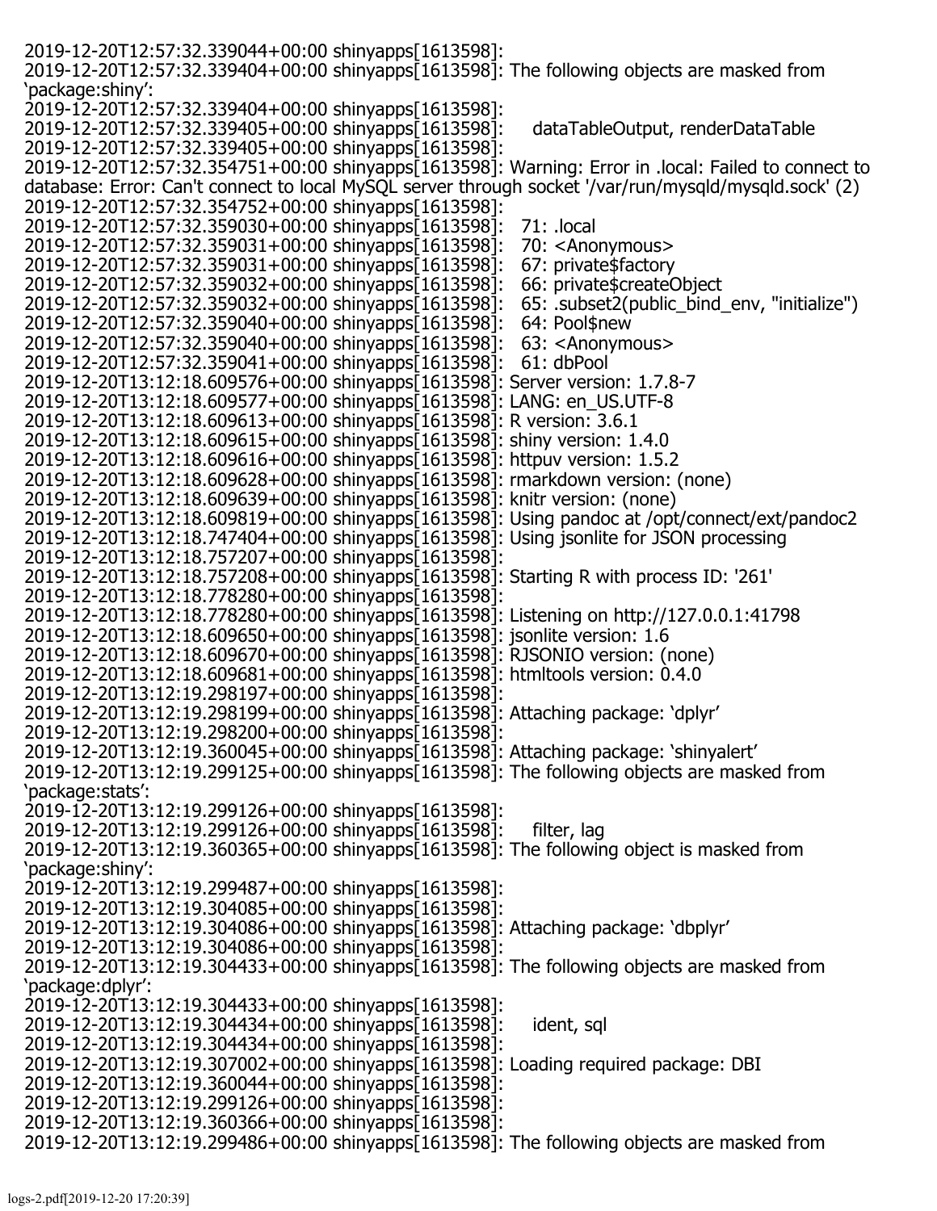```
2019-12-20T12:57:32.339044+00:00 shinyapps[1613598]:
2019-12-20T12:57:32.339404+00:00 shinyapps[1613598]: The following objects are masked from
'package:shiny':
2019-12-20T12:57:32.339404+00:00 shinyapps[1613598]:
2019-12-20T12:57:32.339405+00:00 shinyapps[1613598]:     dataTableOutput, renderDataTable
2019-12-20T12:57:32.339405+00:00 shinyapps[1613598]:
2019-12-20T12:57:32.354751+00:00 shinyapps[1613598]: Warning: Error in .local: Failed to connect to
database: Error: Can't connect to local MySQL server through socket '/var/run/mysqld/mysqld.sock' (2)
2019-12-20T12:57:32.354752+00:00 shinyapps[1613598]:
2019-12-20T12:57:32.359030+00:00 shinyapps[1613598]:   71: .local
2019-12-20T12:57:32.359031+00:00 shinyapps[1613598]:   70: <Anonymous>
2019-12-20T12:57:32.359031+00:00 shinyapps[1613598]:   67: private$factory
2019-12-20T12:57:32.359032+00:00 shinyapps[1613598]:   66: private$createObject
2019-12-20T12:57:32.359032+00:00 shinyapps[1613598]:   65: .subset2(public_bind_env, "initialize")
2019-12-20T12:57:32.359040+00:00 shinyapps[1613598]:   64: Pool$new
2019-12-20T12:57:32.359040+00:00 shinyapps[1613598]:   63: <Anonymous>
2019-12-20T12:57:32.359041+00:00 shinyapps[1613598]:   61: dbPool
2019-12-20T13:12:18.609576+00:00 shinyapps[1613598]: Server version: 1.7.8-7
2019-12-20T13:12:18.609577+00:00 shinyapps[1613598]: LANG: en_US.UTF-8
2019-12-20T13:12:18.609613+00:00 shinyapps[1613598]: R version: 3.6.1
2019-12-20T13:12:18.609615+00:00 shinyapps[1613598]: shiny version: 1.4.0
2019-12-20T13:12:18.609616+00:00 shinyapps[1613598]: httpuv version: 1.5.2
2019-12-20T13:12:18.609628+00:00 shinyapps[1613598]: rmarkdown version: (none)
2019-12-20T13:12:18.609639+00:00 shinyapps[1613598]: knitr version: (none)
2019-12-20T13:12:18.609819+00:00 shinyapps[1613598]: Using pandoc at /opt/connect/ext/pandoc2
2019-12-20T13:12:18.747404+00:00 shinyapps[1613598]: Using jsonlite for JSON processing
2019-12-20T13:12:18.757207+00:00 shinyapps[1613598]:
2019-12-20T13:12:18.757208+00:00 shinyapps[1613598]: Starting R with process ID: '261'
2019-12-20T13:12:18.778280+00:00 shinyapps[1613598]:
2019-12-20T13:12:18.778280+00:00 shinyapps[1613598]: Listening on http://127.0.0.1:41798
2019-12-20T13:12:18.609650+00:00 shinyapps[1613598]: jsonlite version: 1.6
2019-12-20T13:12:18.609670+00:00 shinyapps[1613598]: RJSONIO version: (none)
2019-12-20T13:12:18.609681+00:00 shinyapps[1613598]: htmltools version: 0.4.0
2019-12-20T13:12:19.298197+00:00 shinyapps[1613598]:
2019-12-20T13:12:19.298199+00:00 shinyapps[1613598]: Attaching package: 'dplyr'
2019-12-20T13:12:19.298200+00:00 shinyapps[1613598]:
2019-12-20T13:12:19.360045+00:00 shinyapps[1613598]: Attaching package: 'shinyalert'
2019-12-20T13:12:19.299125+00:00 shinyapps[1613598]: The following objects are masked from
'package:stats':
2019-12-20T13:12:19.299126+00:00 shinyapps[1613598]:
2019-12-20T13:12:19.299126+00:00 shinyapps[1613598]:     filter, lag
2019-12-20T13:12:19.360365+00:00 shinyapps[1613598]: The following object is masked from
'package:shiny':
2019-12-20T13:12:19.299487+00:00 shinyapps[1613598]:
2019-12-20T13:12:19.304085+00:00 shinyapps[1613598]:
2019-12-20T13:12:19.304086+00:00 shinyapps[1613598]: Attaching package: 'dbplyr'
2019-12-20T13:12:19.304086+00:00 shinyapps[1613598]:
2019-12-20T13:12:19.304433+00:00 shinyapps[1613598]: The following objects are masked from
'package:dplyr':
2019-12-20T13:12:19.304433+00:00 shinyapps[1613598]:
2019-12-20T13:12:19.304434+00:00 shinyapps[1613598]:     ident, sql
2019-12-20T13:12:19.304434+00:00 shinyapps[1613598]:
2019-12-20T13:12:19.307002+00:00 shinyapps[1613598]: Loading required package: DBI
2019-12-20T13:12:19.360044+00:00 shinyapps[1613598]:
2019-12-20T13:12:19.299126+00:00 shinyapps[1613598]:
2019-12-20T13:12:19.360366+00:00 shinyapps[1613598]:
2019-12-20T13:12:19.299486+00:00 shinyapps[1613598]: The following objects are masked from
```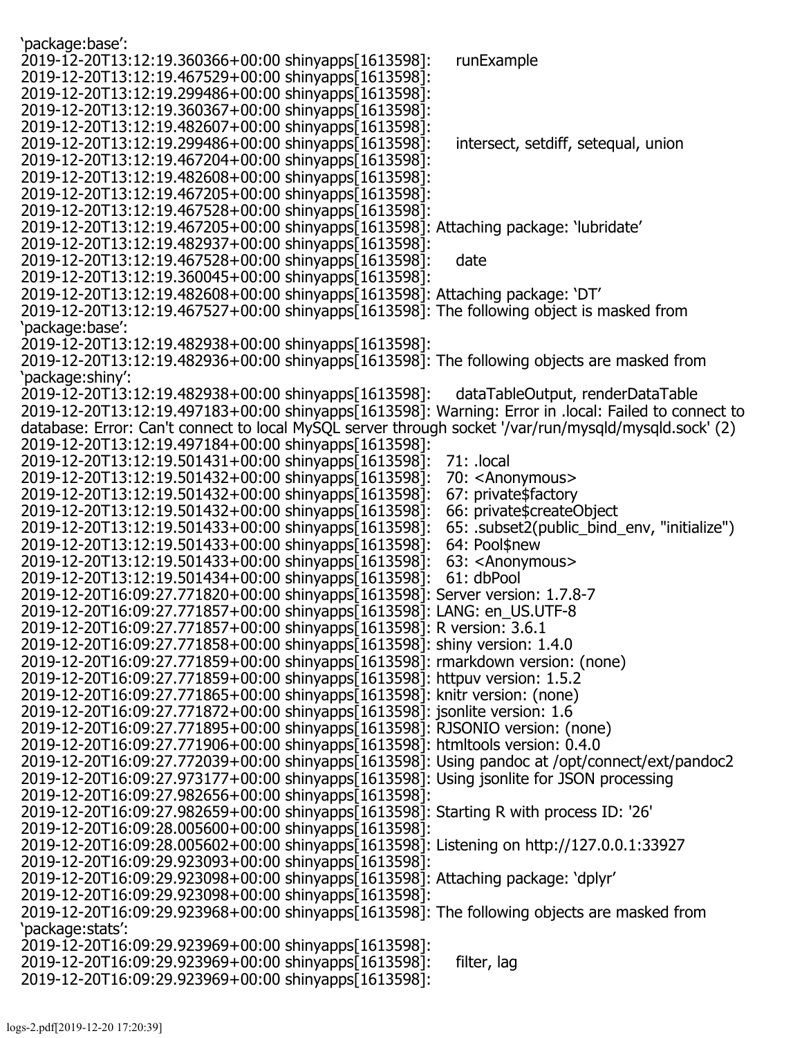```
'package:base':
2019-12-20T13:12:19.360366+00:00 shinyapps[1613598]:     runExample
2019-12-20T13:12:19.467529+00:00 shinyapps[1613598]:
2019-12-20T13:12:19.299486+00:00 shinyapps[1613598]:
2019-12-20T13:12:19.360367+00:00 shinyapps[1613598]:
2019-12-20T13:12:19.482607+00:00 shinyapps[1613598]:
2019-12-20T13:12:19.299486+00:00 shinyapps[1613598]:     intersect, setdiff, setequal, union
2019-12-20T13:12:19.467204+00:00 shinyapps[1613598]:
2019-12-20T13:12:19.482608+00:00 shinyapps[1613598]:
2019-12-20T13:12:19.467205+00:00 shinyapps[1613598]:
2019-12-20T13:12:19.467528+00:00 shinyapps[1613598]:
2019-12-20T13:12:19.467205+00:00 shinyapps[1613598]: Attaching package: 'lubridate'
2019-12-20T13:12:19.482937+00:00 shinyapps[1613598]:
2019-12-20T13:12:19.467528+00:00 shinyapps[1613598]:     date
2019-12-20T13:12:19.360045+00:00 shinyapps[1613598]:
2019-12-20T13:12:19.482608+00:00 shinyapps[1613598]: Attaching package: 'DT'
2019-12-20T13:12:19.467527+00:00 shinyapps[1613598]: The following object is masked from
'package:base':
2019-12-20T13:12:19.482938+00:00 shinyapps[1613598]:
2019-12-20T13:12:19.482936+00:00 shinyapps[1613598]: The following objects are masked from
'package:shiny':
2019-12-20T13:12:19.482938+00:00 shinyapps[1613598]:     dataTableOutput, renderDataTable
2019-12-20T13:12:19.497183+00:00 shinyapps[1613598]: Warning: Error in .local: Failed to connect to
database: Error: Can't connect to local MySQL server through socket '/var/run/mysqld/mysqld.sock' (2)
2019-12-20T13:12:19.497184+00:00 shinyapps[1613598]:
2019-12-20T13:12:19.501431+00:00 shinyapps[1613598]:   71: .local
2019-12-20T13:12:19.501432+00:00 shinyapps[1613598]:   70: <Anonymous>
2019-12-20T13:12:19.501432+00:00 shinyapps[1613598]:   67: private$factory
2019-12-20T13:12:19.501432+00:00 shinyapps[1613598]:   66: private$createObject
2019-12-20T13:12:19.501433+00:00 shinyapps[1613598]:   65: .subset2(public_bind_env, "initialize")
2019-12-20T13:12:19.501433+00:00 shinyapps[1613598]:   64: Pool$new
2019-12-20T13:12:19.501433+00:00 shinyapps[1613598]:   63: <Anonymous>
2019-12-20T13:12:19.501434+00:00 shinyapps[1613598]:   61: dbPool
2019-12-20T16:09:27.771820+00:00 shinyapps[1613598]: Server version: 1.7.8-7
2019-12-20T16:09:27.771857+00:00 shinyapps[1613598]: LANG: en_US.UTF-8
2019-12-20T16:09:27.771857+00:00 shinyapps[1613598]: R version: 3.6.1
2019-12-20T16:09:27.771858+00:00 shinyapps[1613598]: shiny version: 1.4.0
2019-12-20T16:09:27.771859+00:00 shinyapps[1613598]: rmarkdown version: (none)
2019-12-20T16:09:27.771859+00:00 shinyapps[1613598]: httpuv version: 1.5.2
2019-12-20T16:09:27.771865+00:00 shinyapps[1613598]: knitr version: (none)
2019-12-20T16:09:27.771872+00:00 shinyapps[1613598]: jsonlite version: 1.6
2019-12-20T16:09:27.771895+00:00 shinyapps[1613598]: RJSONIO version: (none)
2019-12-20T16:09:27.771906+00:00 shinyapps[1613598]: htmltools version: 0.4.0
2019-12-20T16:09:27.772039+00:00 shinyapps[1613598]: Using pandoc at /opt/connect/ext/pandoc2
2019-12-20T16:09:27.973177+00:00 shinyapps[1613598]: Using jsonlite for JSON processing
2019-12-20T16:09:27.982656+00:00 shinyapps[1613598]:
2019-12-20T16:09:27.982659+00:00 shinyapps[1613598]: Starting R with process ID: '26'
2019-12-20T16:09:28.005600+00:00 shinyapps[1613598]:
2019-12-20T16:09:28.005602+00:00 shinyapps[1613598]: Listening on http://127.0.0.1:33927
2019-12-20T16:09:29.923093+00:00 shinyapps[1613598]:
2019-12-20T16:09:29.923098+00:00 shinyapps[1613598]: Attaching package: 'dplyr'
2019-12-20T16:09:29.923098+00:00 shinyapps[1613598]:
2019-12-20T16:09:29.923968+00:00 shinyapps[1613598]: The following objects are masked from
'package:stats':
2019-12-20T16:09:29.923969+00:00 shinyapps[1613598]:
2019-12-20T16:09:29.923969+00:00 shinyapps[1613598]:     filter, lag
2019-12-20T16:09:29.923969+00:00 shinyapps[1613598]:
```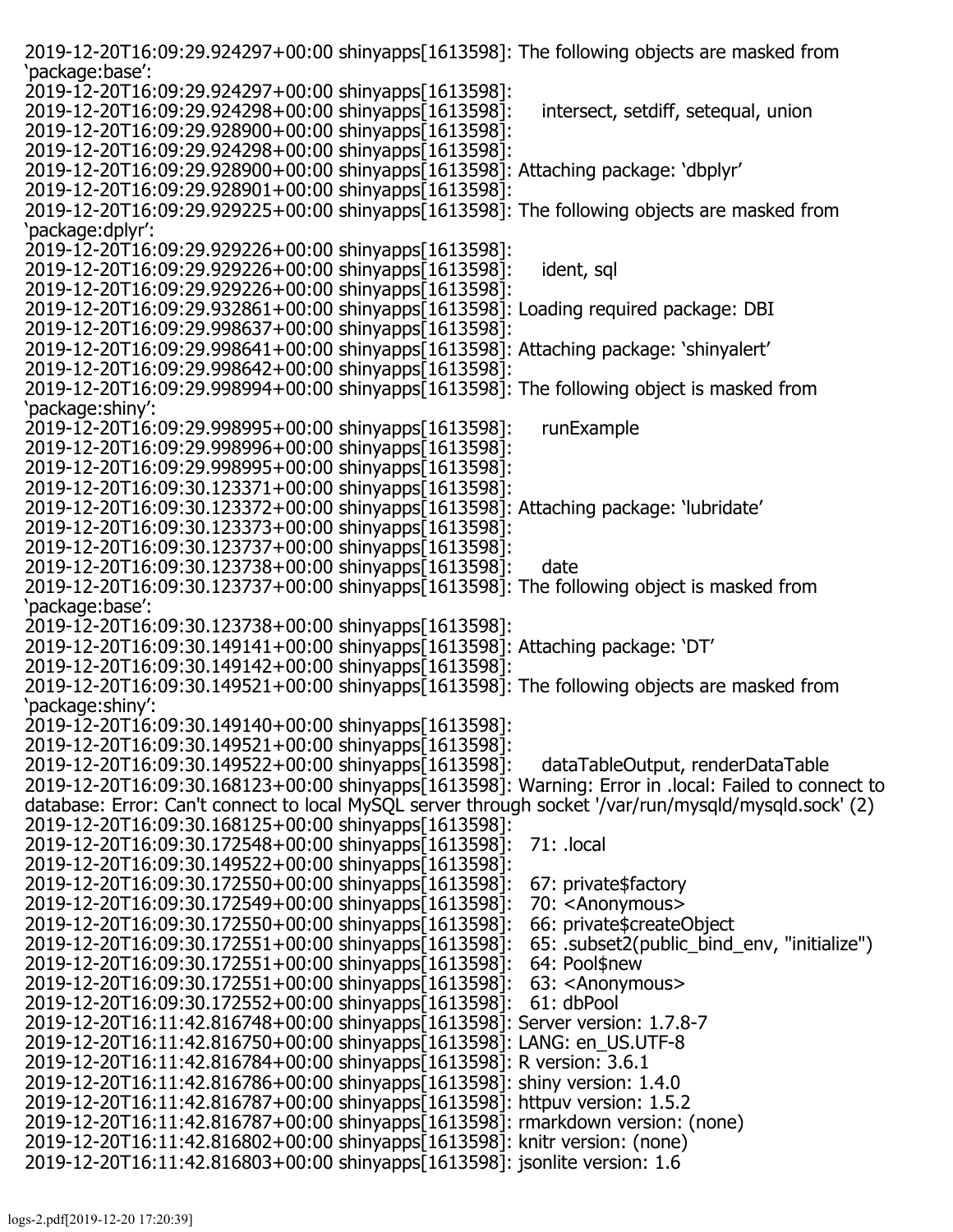2019-12-20T16:09:29.924297+00:00 shinyapps[1613598]: The following objects are masked from 'package:base':
2019-12-20T16:09:29.924297+00:00 shinyapps[1613598]:
2019-12-20T16:09:29.924298+00:00 shinyapps[1613598]:     intersect, setdiff, setequal, union
2019-12-20T16:09:29.928900+00:00 shinyapps[1613598]:
2019-12-20T16:09:29.924298+00:00 shinyapps[1613598]:
2019-12-20T16:09:29.928900+00:00 shinyapps[1613598]: Attaching package: 'dbplyr'
2019-12-20T16:09:29.928901+00:00 shinyapps[1613598]:
2019-12-20T16:09:29.929225+00:00 shinyapps[1613598]: The following objects are masked from 'package:dplyr':
2019-12-20T16:09:29.929226+00:00 shinyapps[1613598]:
2019-12-20T16:09:29.929226+00:00 shinyapps[1613598]:     ident, sql
2019-12-20T16:09:29.929226+00:00 shinyapps[1613598]:
2019-12-20T16:09:29.932861+00:00 shinyapps[1613598]: Loading required package: DBI
2019-12-20T16:09:29.998637+00:00 shinyapps[1613598]:
2019-12-20T16:09:29.998641+00:00 shinyapps[1613598]: Attaching package: 'shinyalert'
2019-12-20T16:09:29.998642+00:00 shinyapps[1613598]:
2019-12-20T16:09:29.998994+00:00 shinyapps[1613598]: The following object is masked from 'package:shiny':
2019-12-20T16:09:29.998995+00:00 shinyapps[1613598]:     runExample
2019-12-20T16:09:29.998996+00:00 shinyapps[1613598]:
2019-12-20T16:09:29.998995+00:00 shinyapps[1613598]:
2019-12-20T16:09:30.123371+00:00 shinyapps[1613598]:
2019-12-20T16:09:30.123372+00:00 shinyapps[1613598]: Attaching package: 'lubridate'
2019-12-20T16:09:30.123373+00:00 shinyapps[1613598]:
2019-12-20T16:09:30.123737+00:00 shinyapps[1613598]:
2019-12-20T16:09:30.123738+00:00 shinyapps[1613598]:     date
2019-12-20T16:09:30.123737+00:00 shinyapps[1613598]: The following object is masked from 'package:base':
2019-12-20T16:09:30.123738+00:00 shinyapps[1613598]:
2019-12-20T16:09:30.149141+00:00 shinyapps[1613598]: Attaching package: 'DT'
2019-12-20T16:09:30.149142+00:00 shinyapps[1613598]:
2019-12-20T16:09:30.149521+00:00 shinyapps[1613598]: The following objects are masked from 'package:shiny':
2019-12-20T16:09:30.149140+00:00 shinyapps[1613598]:
2019-12-20T16:09:30.149521+00:00 shinyapps[1613598]:
2019-12-20T16:09:30.149522+00:00 shinyapps[1613598]:     dataTableOutput, renderDataTable
2019-12-20T16:09:30.168123+00:00 shinyapps[1613598]: Warning: Error in .local: Failed to connect to database: Error: Can't connect to local MySQL server through socket '/var/run/mysqld/mysqld.sock' (2)
2019-12-20T16:09:30.168125+00:00 shinyapps[1613598]:
2019-12-20T16:09:30.172548+00:00 shinyapps[1613598]:   71: .local
2019-12-20T16:09:30.149522+00:00 shinyapps[1613598]:
2019-12-20T16:09:30.172550+00:00 shinyapps[1613598]:   67: private$factory
2019-12-20T16:09:30.172549+00:00 shinyapps[1613598]:   70: <Anonymous>
2019-12-20T16:09:30.172550+00:00 shinyapps[1613598]:   66: private$createObject
2019-12-20T16:09:30.172551+00:00 shinyapps[1613598]:   65: .subset2(public_bind_env, "initialize")
2019-12-20T16:09:30.172551+00:00 shinyapps[1613598]:   64: Pool$new
2019-12-20T16:09:30.172551+00:00 shinyapps[1613598]:   63: <Anonymous>
2019-12-20T16:09:30.172552+00:00 shinyapps[1613598]:   61: dbPool
2019-12-20T16:11:42.816748+00:00 shinyapps[1613598]: Server version: 1.7.8-7
2019-12-20T16:11:42.816750+00:00 shinyapps[1613598]: LANG: en_US.UTF-8
2019-12-20T16:11:42.816784+00:00 shinyapps[1613598]: R version: 3.6.1
2019-12-20T16:11:42.816786+00:00 shinyapps[1613598]: shiny version: 1.4.0
2019-12-20T16:11:42.816787+00:00 shinyapps[1613598]: httpuv version: 1.5.2
2019-12-20T16:11:42.816787+00:00 shinyapps[1613598]: rmarkdown version: (none)
2019-12-20T16:11:42.816802+00:00 shinyapps[1613598]: knitr version: (none)
2019-12-20T16:11:42.816803+00:00 shinyapps[1613598]: jsonlite version: 1.6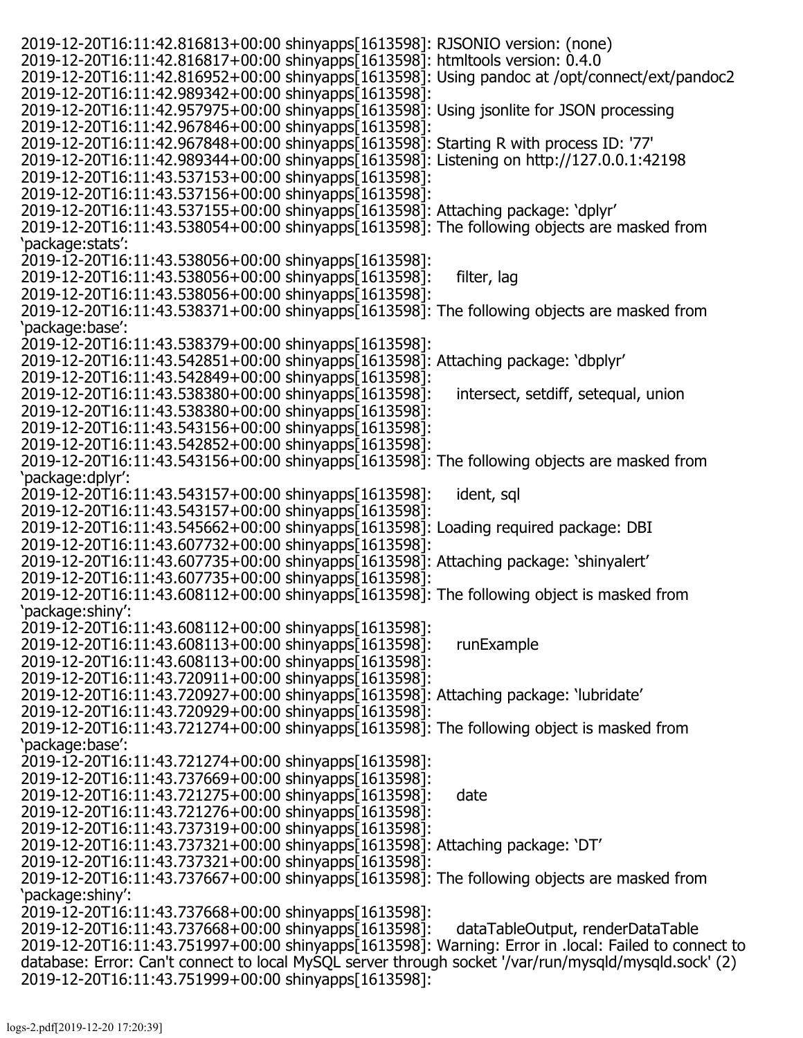```
2019-12-20T16:11:42.816813+00:00 shinyapps[1613598]: RJSONIO version: (none)
2019-12-20T16:11:42.816817+00:00 shinyapps[1613598]: htmltools version: 0.4.0
2019-12-20T16:11:42.816952+00:00 shinyapps[1613598]: Using pandoc at /opt/connect/ext/pandoc2
2019-12-20T16:11:42.989342+00:00 shinyapps[1613598]:
2019-12-20T16:11:42.957975+00:00 shinyapps[1613598]: Using jsonlite for JSON processing
2019-12-20T16:11:42.967846+00:00 shinyapps[1613598]:
2019-12-20T16:11:42.967848+00:00 shinyapps[1613598]: Starting R with process ID: '77'
2019-12-20T16:11:42.989344+00:00 shinyapps[1613598]: Listening on http://127.0.0.1:42198
2019-12-20T16:11:43.537153+00:00 shinyapps[1613598]:
2019-12-20T16:11:43.537156+00:00 shinyapps[1613598]:
2019-12-20T16:11:43.537155+00:00 shinyapps[1613598]: Attaching package: ‘dplyr’
2019-12-20T16:11:43.538054+00:00 shinyapps[1613598]: The following objects are masked from
‘package:stats’:
2019-12-20T16:11:43.538056+00:00 shinyapps[1613598]:
2019-12-20T16:11:43.538056+00:00 shinyapps[1613598]:     filter, lag
2019-12-20T16:11:43.538056+00:00 shinyapps[1613598]:
2019-12-20T16:11:43.538371+00:00 shinyapps[1613598]: The following objects are masked from
‘package:base’:
2019-12-20T16:11:43.538379+00:00 shinyapps[1613598]:
2019-12-20T16:11:43.542851+00:00 shinyapps[1613598]: Attaching package: ‘dbplyr’
2019-12-20T16:11:43.542849+00:00 shinyapps[1613598]:
2019-12-20T16:11:43.538380+00:00 shinyapps[1613598]:     intersect, setdiff, setequal, union
2019-12-20T16:11:43.538380+00:00 shinyapps[1613598]:
2019-12-20T16:11:43.543156+00:00 shinyapps[1613598]:
2019-12-20T16:11:43.542852+00:00 shinyapps[1613598]:
2019-12-20T16:11:43.543156+00:00 shinyapps[1613598]: The following objects are masked from
‘package:dplyr’:
2019-12-20T16:11:43.543157+00:00 shinyapps[1613598]:     ident, sql
2019-12-20T16:11:43.543157+00:00 shinyapps[1613598]:
2019-12-20T16:11:43.545662+00:00 shinyapps[1613598]: Loading required package: DBI
2019-12-20T16:11:43.607732+00:00 shinyapps[1613598]:
2019-12-20T16:11:43.607735+00:00 shinyapps[1613598]: Attaching package: ‘shinyalert’
2019-12-20T16:11:43.607735+00:00 shinyapps[1613598]:
2019-12-20T16:11:43.608112+00:00 shinyapps[1613598]: The following object is masked from
‘package:shiny’:
2019-12-20T16:11:43.608112+00:00 shinyapps[1613598]:
2019-12-20T16:11:43.608113+00:00 shinyapps[1613598]:     runExample
2019-12-20T16:11:43.608113+00:00 shinyapps[1613598]:
2019-12-20T16:11:43.720911+00:00 shinyapps[1613598]:
2019-12-20T16:11:43.720927+00:00 shinyapps[1613598]: Attaching package: ‘lubridate’
2019-12-20T16:11:43.720929+00:00 shinyapps[1613598]:
2019-12-20T16:11:43.721274+00:00 shinyapps[1613598]: The following object is masked from
‘package:base’:
2019-12-20T16:11:43.721274+00:00 shinyapps[1613598]:
2019-12-20T16:11:43.737669+00:00 shinyapps[1613598]:
2019-12-20T16:11:43.721275+00:00 shinyapps[1613598]:     date
2019-12-20T16:11:43.721276+00:00 shinyapps[1613598]:
2019-12-20T16:11:43.737319+00:00 shinyapps[1613598]:
2019-12-20T16:11:43.737321+00:00 shinyapps[1613598]: Attaching package: ‘DT’
2019-12-20T16:11:43.737321+00:00 shinyapps[1613598]:
2019-12-20T16:11:43.737667+00:00 shinyapps[1613598]: The following objects are masked from
‘package:shiny’:
2019-12-20T16:11:43.737668+00:00 shinyapps[1613598]:
2019-12-20T16:11:43.737668+00:00 shinyapps[1613598]:     dataTableOutput, renderDataTable
2019-12-20T16:11:43.751997+00:00 shinyapps[1613598]: Warning: Error in .local: Failed to connect to
database: Error: Can't connect to local MySQL server through socket '/var/run/mysqld/mysqld.sock' (2)
2019-12-20T16:11:43.751999+00:00 shinyapps[1613598]:
```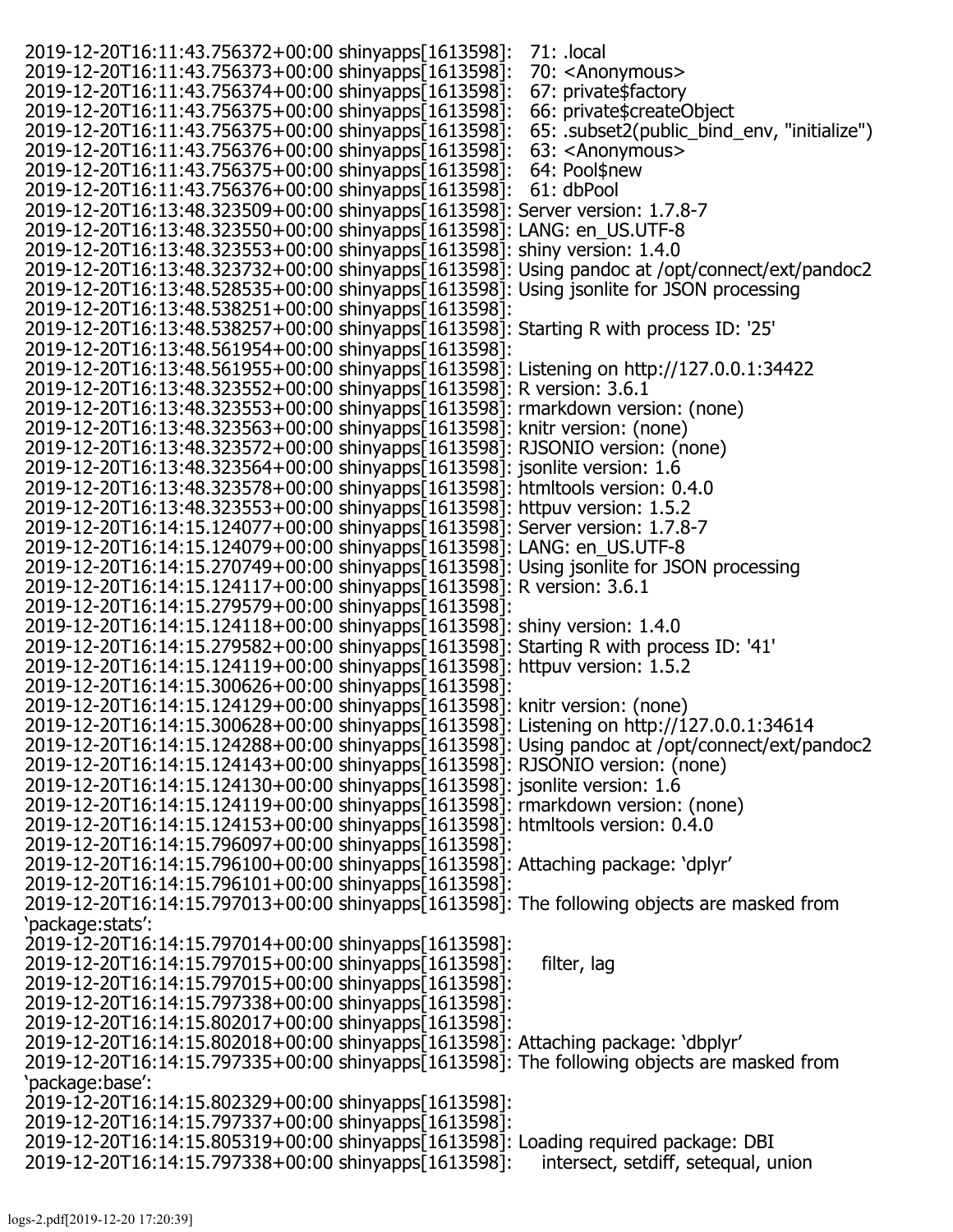```
2019-12-20T16:11:43.756372+00:00 shinyapps[1613598]:   71: .local
2019-12-20T16:11:43.756373+00:00 shinyapps[1613598]:   70: <Anonymous>
2019-12-20T16:11:43.756374+00:00 shinyapps[1613598]:   67: private$factory
2019-12-20T16:11:43.756375+00:00 shinyapps[1613598]:   66: private$createObject
2019-12-20T16:11:43.756375+00:00 shinyapps[1613598]:   65: .subset2(public_bind_env, "initialize")
2019-12-20T16:11:43.756376+00:00 shinyapps[1613598]:   63: <Anonymous>
2019-12-20T16:11:43.756375+00:00 shinyapps[1613598]:   64: Pool$new
2019-12-20T16:11:43.756376+00:00 shinyapps[1613598]:   61: dbPool
2019-12-20T16:13:48.323509+00:00 shinyapps[1613598]: Server version: 1.7.8-7
2019-12-20T16:13:48.323550+00:00 shinyapps[1613598]: LANG: en_US.UTF-8
2019-12-20T16:13:48.323553+00:00 shinyapps[1613598]: shiny version: 1.4.0
2019-12-20T16:13:48.323732+00:00 shinyapps[1613598]: Using pandoc at /opt/connect/ext/pandoc2
2019-12-20T16:13:48.528535+00:00 shinyapps[1613598]: Using jsonlite for JSON processing
2019-12-20T16:13:48.538251+00:00 shinyapps[1613598]:
2019-12-20T16:13:48.538257+00:00 shinyapps[1613598]: Starting R with process ID: '25'
2019-12-20T16:13:48.561954+00:00 shinyapps[1613598]:
2019-12-20T16:13:48.561955+00:00 shinyapps[1613598]: Listening on http://127.0.0.1:34422
2019-12-20T16:13:48.323552+00:00 shinyapps[1613598]: R version: 3.6.1
2019-12-20T16:13:48.323553+00:00 shinyapps[1613598]: rmarkdown version: (none)
2019-12-20T16:13:48.323563+00:00 shinyapps[1613598]: knitr version: (none)
2019-12-20T16:13:48.323572+00:00 shinyapps[1613598]: RJSONIO version: (none)
2019-12-20T16:13:48.323564+00:00 shinyapps[1613598]: jsonlite version: 1.6
2019-12-20T16:13:48.323578+00:00 shinyapps[1613598]: htmltools version: 0.4.0
2019-12-20T16:13:48.323553+00:00 shinyapps[1613598]: httpuv version: 1.5.2
2019-12-20T16:14:15.124077+00:00 shinyapps[1613598]: Server version: 1.7.8-7
2019-12-20T16:14:15.124079+00:00 shinyapps[1613598]: LANG: en_US.UTF-8
2019-12-20T16:14:15.270749+00:00 shinyapps[1613598]: Using jsonlite for JSON processing
2019-12-20T16:14:15.124117+00:00 shinyapps[1613598]: R version: 3.6.1
2019-12-20T16:14:15.279579+00:00 shinyapps[1613598]:
2019-12-20T16:14:15.124118+00:00 shinyapps[1613598]: shiny version: 1.4.0
2019-12-20T16:14:15.279582+00:00 shinyapps[1613598]: Starting R with process ID: '41'
2019-12-20T16:14:15.124119+00:00 shinyapps[1613598]: httpuv version: 1.5.2
2019-12-20T16:14:15.300626+00:00 shinyapps[1613598]:
2019-12-20T16:14:15.124129+00:00 shinyapps[1613598]: knitr version: (none)
2019-12-20T16:14:15.300628+00:00 shinyapps[1613598]: Listening on http://127.0.0.1:34614
2019-12-20T16:14:15.124288+00:00 shinyapps[1613598]: Using pandoc at /opt/connect/ext/pandoc2
2019-12-20T16:14:15.124143+00:00 shinyapps[1613598]: RJSONIO version: (none)
2019-12-20T16:14:15.124130+00:00 shinyapps[1613598]: jsonlite version: 1.6
2019-12-20T16:14:15.124119+00:00 shinyapps[1613598]: rmarkdown version: (none)
2019-12-20T16:14:15.124153+00:00 shinyapps[1613598]: htmltools version: 0.4.0
2019-12-20T16:14:15.796097+00:00 shinyapps[1613598]:
2019-12-20T16:14:15.796100+00:00 shinyapps[1613598]: Attaching package: ‘dplyr’
2019-12-20T16:14:15.796101+00:00 shinyapps[1613598]:
2019-12-20T16:14:15.797013+00:00 shinyapps[1613598]: The following objects are masked from
‘package:stats’:
2019-12-20T16:14:15.797014+00:00 shinyapps[1613598]:
2019-12-20T16:14:15.797015+00:00 shinyapps[1613598]:     filter, lag
2019-12-20T16:14:15.797015+00:00 shinyapps[1613598]:
2019-12-20T16:14:15.797338+00:00 shinyapps[1613598]:
2019-12-20T16:14:15.802017+00:00 shinyapps[1613598]:
2019-12-20T16:14:15.802018+00:00 shinyapps[1613598]: Attaching package: ‘dbplyr’
2019-12-20T16:14:15.797335+00:00 shinyapps[1613598]: The following objects are masked from
‘package:base’:
2019-12-20T16:14:15.802329+00:00 shinyapps[1613598]:
2019-12-20T16:14:15.797337+00:00 shinyapps[1613598]:
2019-12-20T16:14:15.805319+00:00 shinyapps[1613598]: Loading required package: DBI
2019-12-20T16:14:15.797338+00:00 shinyapps[1613598]:     intersect, setdiff, setequal, union
```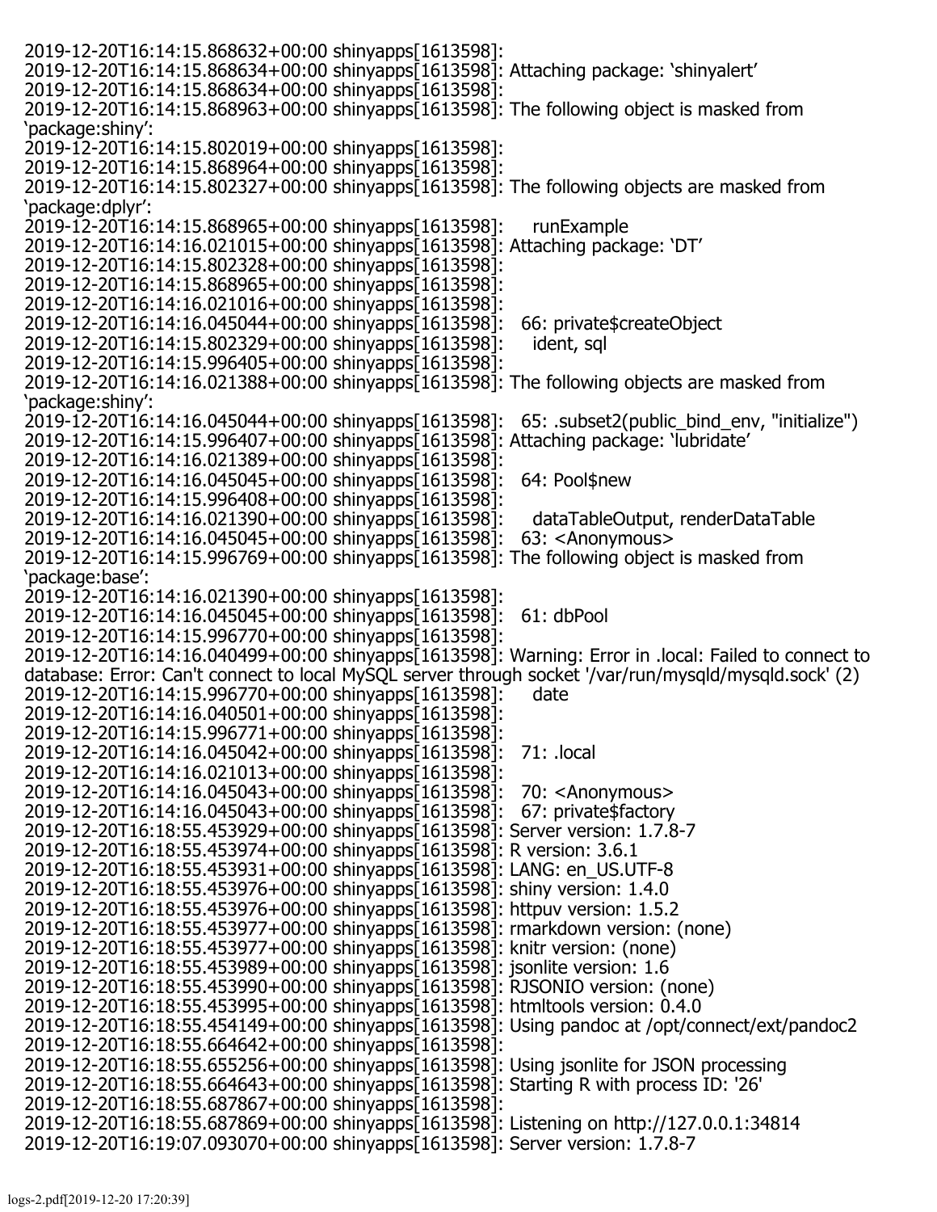```
2019-12-20T16:14:15.868632+00:00 shinyapps[1613598]:
2019-12-20T16:14:15.868634+00:00 shinyapps[1613598]: Attaching package: ‘shinyalert’
2019-12-20T16:14:15.868634+00:00 shinyapps[1613598]:
2019-12-20T16:14:15.868963+00:00 shinyapps[1613598]: The following object is masked from
‘package:shiny’:
2019-12-20T16:14:15.802019+00:00 shinyapps[1613598]:
2019-12-20T16:14:15.868964+00:00 shinyapps[1613598]:
2019-12-20T16:14:15.802327+00:00 shinyapps[1613598]: The following objects are masked from
‘package:dplyr’:
2019-12-20T16:14:15.868965+00:00 shinyapps[1613598]:     runExample
2019-12-20T16:14:16.021015+00:00 shinyapps[1613598]: Attaching package: ‘DT’
2019-12-20T16:14:15.802328+00:00 shinyapps[1613598]:
2019-12-20T16:14:15.868965+00:00 shinyapps[1613598]:
2019-12-20T16:14:16.021016+00:00 shinyapps[1613598]:
2019-12-20T16:14:16.045044+00:00 shinyapps[1613598]:   66: private$createObject
2019-12-20T16:14:15.802329+00:00 shinyapps[1613598]:     ident, sql
2019-12-20T16:14:15.996405+00:00 shinyapps[1613598]:
2019-12-20T16:14:16.021388+00:00 shinyapps[1613598]: The following objects are masked from
‘package:shiny’:
2019-12-20T16:14:16.045044+00:00 shinyapps[1613598]:   65: .subset2(public_bind_env, "initialize")
2019-12-20T16:14:15.996407+00:00 shinyapps[1613598]: Attaching package: ‘lubridate’
2019-12-20T16:14:16.021389+00:00 shinyapps[1613598]:
2019-12-20T16:14:16.045045+00:00 shinyapps[1613598]:   64: Pool$new
2019-12-20T16:14:15.996408+00:00 shinyapps[1613598]:
2019-12-20T16:14:16.021390+00:00 shinyapps[1613598]:     dataTableOutput, renderDataTable
2019-12-20T16:14:16.045045+00:00 shinyapps[1613598]:   63: <Anonymous>
2019-12-20T16:14:15.996769+00:00 shinyapps[1613598]: The following object is masked from
‘package:base’:
2019-12-20T16:14:16.021390+00:00 shinyapps[1613598]:
2019-12-20T16:14:16.045045+00:00 shinyapps[1613598]:   61: dbPool
2019-12-20T16:14:15.996770+00:00 shinyapps[1613598]:
2019-12-20T16:14:16.040499+00:00 shinyapps[1613598]: Warning: Error in .local: Failed to connect to
database: Error: Can't connect to local MySQL server through socket '/var/run/mysqld/mysqld.sock' (2)
2019-12-20T16:14:15.996770+00:00 shinyapps[1613598]:     date
2019-12-20T16:14:16.040501+00:00 shinyapps[1613598]:
2019-12-20T16:14:15.996771+00:00 shinyapps[1613598]:
2019-12-20T16:14:16.045042+00:00 shinyapps[1613598]:   71: .local
2019-12-20T16:14:16.021013+00:00 shinyapps[1613598]:
2019-12-20T16:14:16.045043+00:00 shinyapps[1613598]:   70: <Anonymous>
2019-12-20T16:14:16.045043+00:00 shinyapps[1613598]:   67: private$factory
2019-12-20T16:18:55.453929+00:00 shinyapps[1613598]: Server version: 1.7.8-7
2019-12-20T16:18:55.453974+00:00 shinyapps[1613598]: R version: 3.6.1
2019-12-20T16:18:55.453931+00:00 shinyapps[1613598]: LANG: en_US.UTF-8
2019-12-20T16:18:55.453976+00:00 shinyapps[1613598]: shiny version: 1.4.0
2019-12-20T16:18:55.453976+00:00 shinyapps[1613598]: httpuv version: 1.5.2
2019-12-20T16:18:55.453977+00:00 shinyapps[1613598]: rmarkdown version: (none)
2019-12-20T16:18:55.453977+00:00 shinyapps[1613598]: knitr version: (none)
2019-12-20T16:18:55.453989+00:00 shinyapps[1613598]: jsonlite version: 1.6
2019-12-20T16:18:55.453990+00:00 shinyapps[1613598]: RJSONIO version: (none)
2019-12-20T16:18:55.453995+00:00 shinyapps[1613598]: htmltools version: 0.4.0
2019-12-20T16:18:55.454149+00:00 shinyapps[1613598]: Using pandoc at /opt/connect/ext/pandoc2
2019-12-20T16:18:55.664642+00:00 shinyapps[1613598]:
2019-12-20T16:18:55.655256+00:00 shinyapps[1613598]: Using jsonlite for JSON processing
2019-12-20T16:18:55.664643+00:00 shinyapps[1613598]: Starting R with process ID: '26'
2019-12-20T16:18:55.687867+00:00 shinyapps[1613598]:
2019-12-20T16:18:55.687869+00:00 shinyapps[1613598]: Listening on http://127.0.0.1:34814
2019-12-20T16:19:07.093070+00:00 shinyapps[1613598]: Server version: 1.7.8-7
```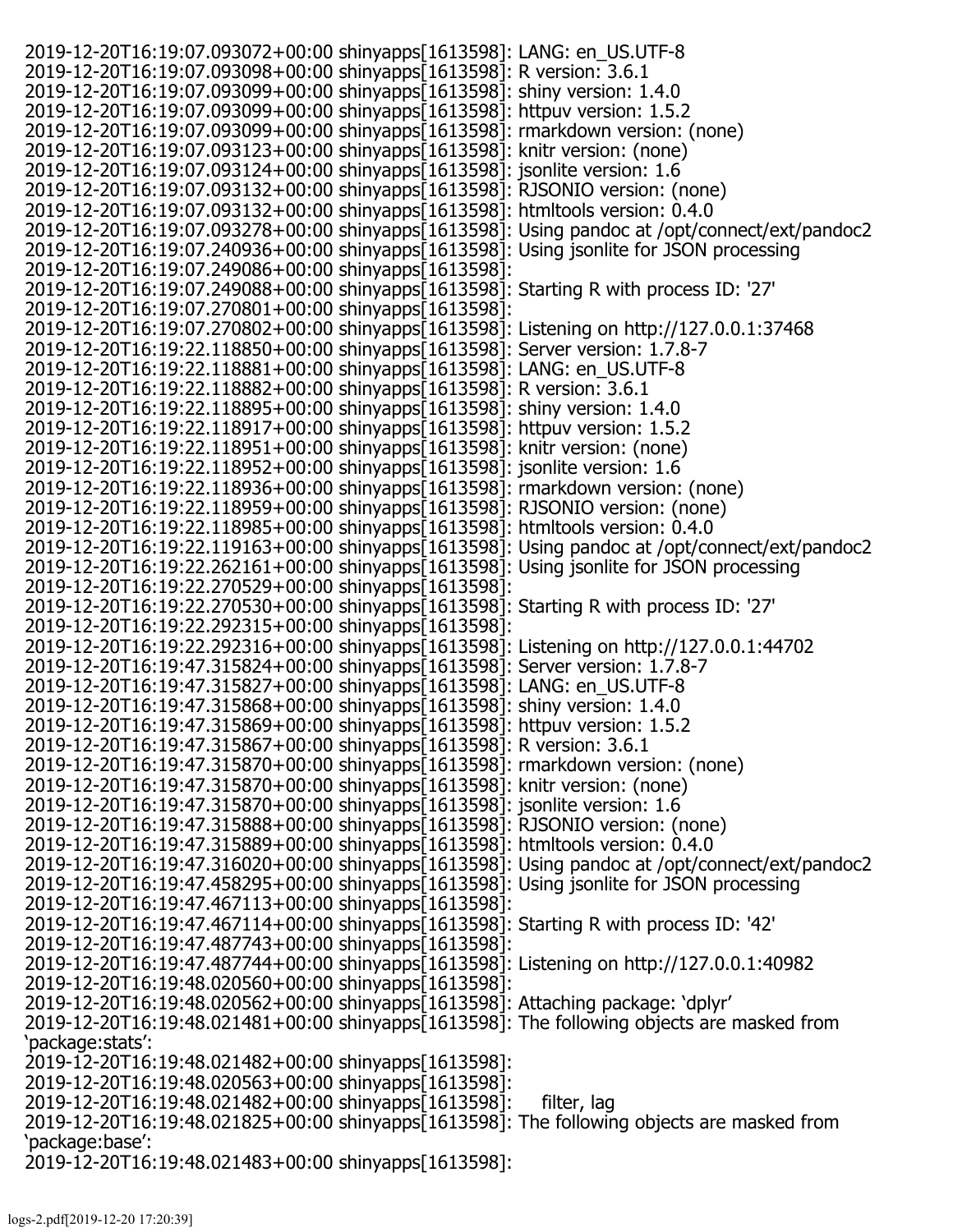```
2019-12-20T16:19:07.093072+00:00 shinyapps[1613598]: LANG: en_US.UTF-8
2019-12-20T16:19:07.093098+00:00 shinyapps[1613598]: R version: 3.6.1
2019-12-20T16:19:07.093099+00:00 shinyapps[1613598]: shiny version: 1.4.0
2019-12-20T16:19:07.093099+00:00 shinyapps[1613598]: httpuv version: 1.5.2
2019-12-20T16:19:07.093099+00:00 shinyapps[1613598]: rmarkdown version: (none)
2019-12-20T16:19:07.093123+00:00 shinyapps[1613598]: knitr version: (none)
2019-12-20T16:19:07.093124+00:00 shinyapps[1613598]: jsonlite version: 1.6
2019-12-20T16:19:07.093132+00:00 shinyapps[1613598]: RJSONIO version: (none)
2019-12-20T16:19:07.093132+00:00 shinyapps[1613598]: htmltools version: 0.4.0
2019-12-20T16:19:07.093278+00:00 shinyapps[1613598]: Using pandoc at /opt/connect/ext/pandoc2
2019-12-20T16:19:07.240936+00:00 shinyapps[1613598]: Using jsonlite for JSON processing
2019-12-20T16:19:07.249086+00:00 shinyapps[1613598]:
2019-12-20T16:19:07.249088+00:00 shinyapps[1613598]: Starting R with process ID: '27'
2019-12-20T16:19:07.270801+00:00 shinyapps[1613598]:
2019-12-20T16:19:07.270802+00:00 shinyapps[1613598]: Listening on http://127.0.0.1:37468
2019-12-20T16:19:22.118850+00:00 shinyapps[1613598]: Server version: 1.7.8-7
2019-12-20T16:19:22.118881+00:00 shinyapps[1613598]: LANG: en_US.UTF-8
2019-12-20T16:19:22.118882+00:00 shinyapps[1613598]: R version: 3.6.1
2019-12-20T16:19:22.118895+00:00 shinyapps[1613598]: shiny version: 1.4.0
2019-12-20T16:19:22.118917+00:00 shinyapps[1613598]: httpuv version: 1.5.2
2019-12-20T16:19:22.118951+00:00 shinyapps[1613598]: knitr version: (none)
2019-12-20T16:19:22.118952+00:00 shinyapps[1613598]: jsonlite version: 1.6
2019-12-20T16:19:22.118936+00:00 shinyapps[1613598]: rmarkdown version: (none)
2019-12-20T16:19:22.118959+00:00 shinyapps[1613598]: RJSONIO version: (none)
2019-12-20T16:19:22.118985+00:00 shinyapps[1613598]: htmltools version: 0.4.0
2019-12-20T16:19:22.119163+00:00 shinyapps[1613598]: Using pandoc at /opt/connect/ext/pandoc2
2019-12-20T16:19:22.262161+00:00 shinyapps[1613598]: Using jsonlite for JSON processing
2019-12-20T16:19:22.270529+00:00 shinyapps[1613598]:
2019-12-20T16:19:22.270530+00:00 shinyapps[1613598]: Starting R with process ID: '27'
2019-12-20T16:19:22.292315+00:00 shinyapps[1613598]:
2019-12-20T16:19:22.292316+00:00 shinyapps[1613598]: Listening on http://127.0.0.1:44702
2019-12-20T16:19:47.315824+00:00 shinyapps[1613598]: Server version: 1.7.8-7
2019-12-20T16:19:47.315827+00:00 shinyapps[1613598]: LANG: en_US.UTF-8
2019-12-20T16:19:47.315868+00:00 shinyapps[1613598]: shiny version: 1.4.0
2019-12-20T16:19:47.315869+00:00 shinyapps[1613598]: httpuv version: 1.5.2
2019-12-20T16:19:47.315867+00:00 shinyapps[1613598]: R version: 3.6.1
2019-12-20T16:19:47.315870+00:00 shinyapps[1613598]: rmarkdown version: (none)
2019-12-20T16:19:47.315870+00:00 shinyapps[1613598]: knitr version: (none)
2019-12-20T16:19:47.315870+00:00 shinyapps[1613598]: jsonlite version: 1.6
2019-12-20T16:19:47.315888+00:00 shinyapps[1613598]: RJSONIO version: (none)
2019-12-20T16:19:47.315889+00:00 shinyapps[1613598]: htmltools version: 0.4.0
2019-12-20T16:19:47.316020+00:00 shinyapps[1613598]: Using pandoc at /opt/connect/ext/pandoc2
2019-12-20T16:19:47.458295+00:00 shinyapps[1613598]: Using jsonlite for JSON processing
2019-12-20T16:19:47.467113+00:00 shinyapps[1613598]:
2019-12-20T16:19:47.467114+00:00 shinyapps[1613598]: Starting R with process ID: '42'
2019-12-20T16:19:47.487743+00:00 shinyapps[1613598]:
2019-12-20T16:19:47.487744+00:00 shinyapps[1613598]: Listening on http://127.0.0.1:40982
2019-12-20T16:19:48.020560+00:00 shinyapps[1613598]:
2019-12-20T16:19:48.020562+00:00 shinyapps[1613598]: Attaching package: ‘dplyr’
2019-12-20T16:19:48.021481+00:00 shinyapps[1613598]: The following objects are masked from
‘package:stats’:
2019-12-20T16:19:48.021482+00:00 shinyapps[1613598]:
2019-12-20T16:19:48.020563+00:00 shinyapps[1613598]:
2019-12-20T16:19:48.021482+00:00 shinyapps[1613598]:     filter, lag
2019-12-20T16:19:48.021825+00:00 shinyapps[1613598]: The following objects are masked from
‘package:base’:
2019-12-20T16:19:48.021483+00:00 shinyapps[1613598]:
```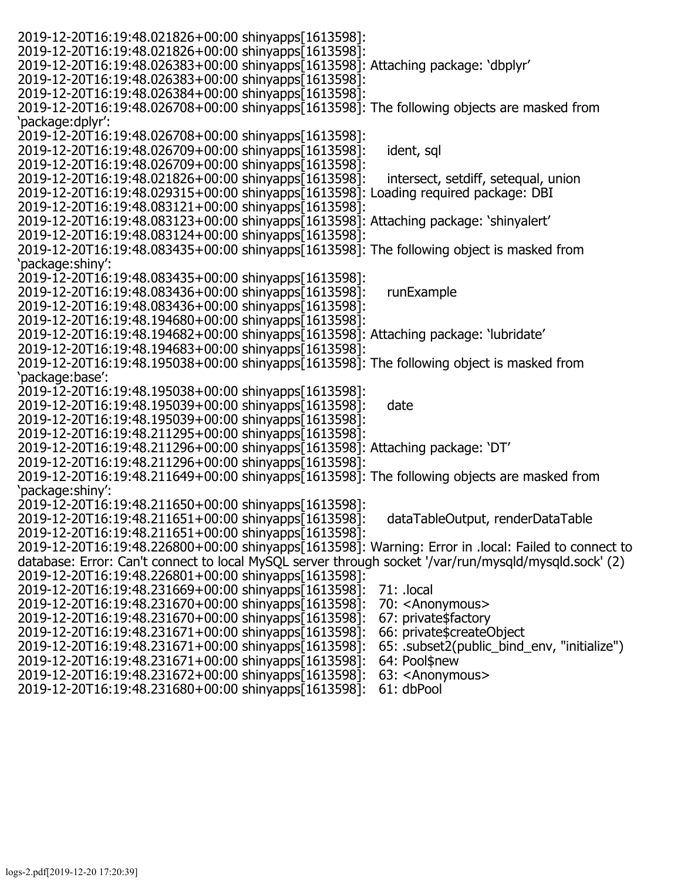```
2019-12-20T16:19:48.021826+00:00 shinyapps[1613598]:
2019-12-20T16:19:48.021826+00:00 shinyapps[1613598]:
2019-12-20T16:19:48.026383+00:00 shinyapps[1613598]: Attaching package: ‘dbplyr’
2019-12-20T16:19:48.026383+00:00 shinyapps[1613598]:
2019-12-20T16:19:48.026384+00:00 shinyapps[1613598]:
2019-12-20T16:19:48.026708+00:00 shinyapps[1613598]: The following objects are masked from
‘package:dplyr’:
2019-12-20T16:19:48.026708+00:00 shinyapps[1613598]:
2019-12-20T16:19:48.026709+00:00 shinyapps[1613598]:     ident, sql
2019-12-20T16:19:48.026709+00:00 shinyapps[1613598]:
2019-12-20T16:19:48.021826+00:00 shinyapps[1613598]:     intersect, setdiff, setequal, union
2019-12-20T16:19:48.029315+00:00 shinyapps[1613598]: Loading required package: DBI
2019-12-20T16:19:48.083121+00:00 shinyapps[1613598]:
2019-12-20T16:19:48.083123+00:00 shinyapps[1613598]: Attaching package: ‘shinyalert’
2019-12-20T16:19:48.083124+00:00 shinyapps[1613598]:
2019-12-20T16:19:48.083435+00:00 shinyapps[1613598]: The following object is masked from
‘package:shiny’:
2019-12-20T16:19:48.083435+00:00 shinyapps[1613598]:
2019-12-20T16:19:48.083436+00:00 shinyapps[1613598]:     runExample
2019-12-20T16:19:48.083436+00:00 shinyapps[1613598]:
2019-12-20T16:19:48.194680+00:00 shinyapps[1613598]:
2019-12-20T16:19:48.194682+00:00 shinyapps[1613598]: Attaching package: ‘lubridate’
2019-12-20T16:19:48.194683+00:00 shinyapps[1613598]:
2019-12-20T16:19:48.195038+00:00 shinyapps[1613598]: The following object is masked from
‘package:base’:
2019-12-20T16:19:48.195038+00:00 shinyapps[1613598]:
2019-12-20T16:19:48.195039+00:00 shinyapps[1613598]:     date
2019-12-20T16:19:48.195039+00:00 shinyapps[1613598]:
2019-12-20T16:19:48.211295+00:00 shinyapps[1613598]:
2019-12-20T16:19:48.211296+00:00 shinyapps[1613598]: Attaching package: ‘DT’
2019-12-20T16:19:48.211296+00:00 shinyapps[1613598]:
2019-12-20T16:19:48.211649+00:00 shinyapps[1613598]: The following objects are masked from
‘package:shiny’:
2019-12-20T16:19:48.211650+00:00 shinyapps[1613598]:
2019-12-20T16:19:48.211651+00:00 shinyapps[1613598]:     dataTableOutput, renderDataTable
2019-12-20T16:19:48.211651+00:00 shinyapps[1613598]:
2019-12-20T16:19:48.226800+00:00 shinyapps[1613598]: Warning: Error in .local: Failed to connect to
database: Error: Can't connect to local MySQL server through socket '/var/run/mysqld/mysqld.sock' (2)
2019-12-20T16:19:48.226801+00:00 shinyapps[1613598]:
2019-12-20T16:19:48.231669+00:00 shinyapps[1613598]:   71: .local
2019-12-20T16:19:48.231670+00:00 shinyapps[1613598]:   70: <Anonymous>
2019-12-20T16:19:48.231670+00:00 shinyapps[1613598]:   67: private$factory
2019-12-20T16:19:48.231671+00:00 shinyapps[1613598]:   66: private$createObject
2019-12-20T16:19:48.231671+00:00 shinyapps[1613598]:   65: .subset2(public_bind_env, "initialize")
2019-12-20T16:19:48.231671+00:00 shinyapps[1613598]:   64: Pool$new
2019-12-20T16:19:48.231672+00:00 shinyapps[1613598]:   63: <Anonymous>
2019-12-20T16:19:48.231680+00:00 shinyapps[1613598]:   61: dbPool
```